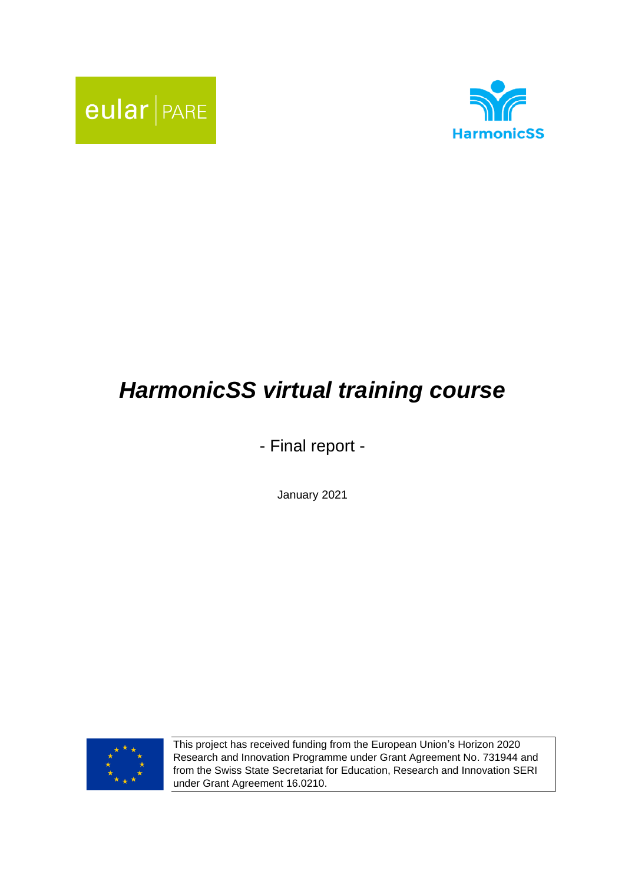eular | PARE

HarmonicSS

# *HarmonicSS virtual training course*

- Final report -

January 2021

This project has received funding from the European Union's Horizon 2020 Research and Innovation Programme under Grant Agreement No. 731944 and from the Swiss State Secretariat for Education, Research and Innovation SERI under Grant Agreement 16.0210.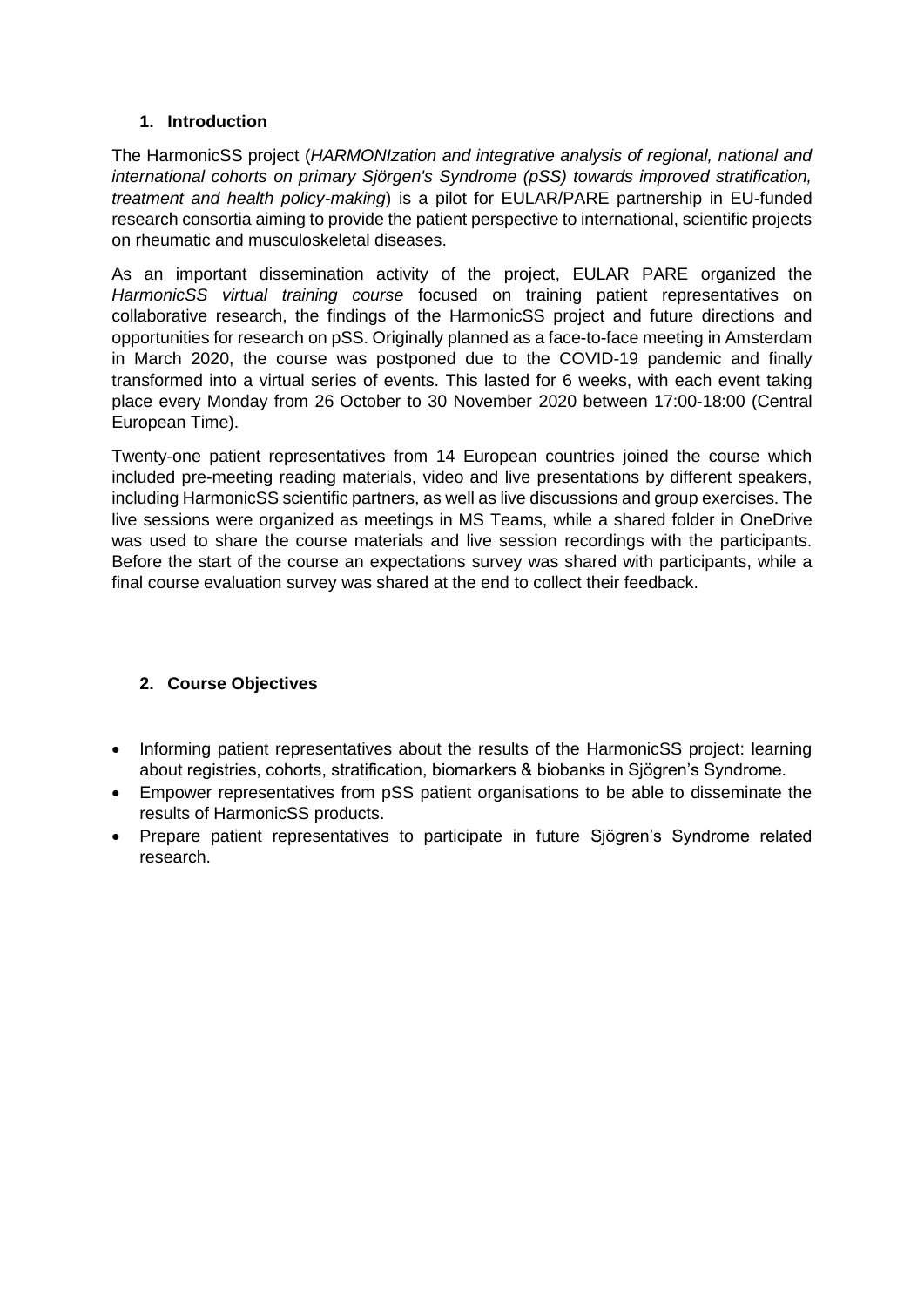## 1. Introduction

The HarmonicSS project (*HARMONIzation and integrative analysis of regional, national and international cohorts on primary Sjörgen's Syndrome (pSS) towards improved stratification, treatment and health policy-making*) is a pilot for EULAR/PARE partnership in EU-funded research consortia aiming to provide the patient perspective to international, scientific projects on rheumatic and musculoskeletal diseases.

As an important dissemination activity of the project, EULAR PARE organized the *HarmonicSS virtual training course* focused on training patient representatives on collaborative research, the findings of the HarmonicSS project and future directions and opportunities for research on pSS. Originally planned as a face-to-face meeting in Amsterdam in March 2020, the course was postponed due to the COVID-19 pandemic and finally transformed into a virtual series of events. This lasted for 6 weeks, with each event taking place every Monday from 26 October to 30 November 2020 between 17:00-18:00 (Central European Time).

Twenty-one patient representatives from 14 European countries joined the course which included pre-meeting reading materials, video and live presentations by different speakers, including HarmonicSS scientific partners, as well as live discussions and group exercises. The live sessions were organized as meetings in MS Teams, while a shared folder in OneDrive was used to share the course materials and live session recordings with the participants. Before the start of the course an expectations survey was shared with participants, while a final course evaluation survey was shared at the end to collect their feedback.

## 2. Course Objectives

- Informing patient representatives about the results of the HarmonicSS project: learning about registries, cohorts, stratification, biomarkers & biobanks in Sjögren's Syndrome.
- Empower representatives from pSS patient organisations to be able to disseminate the results of HarmonicSS products.
- Prepare patient representatives to participate in future Sjögren's Syndrome related research.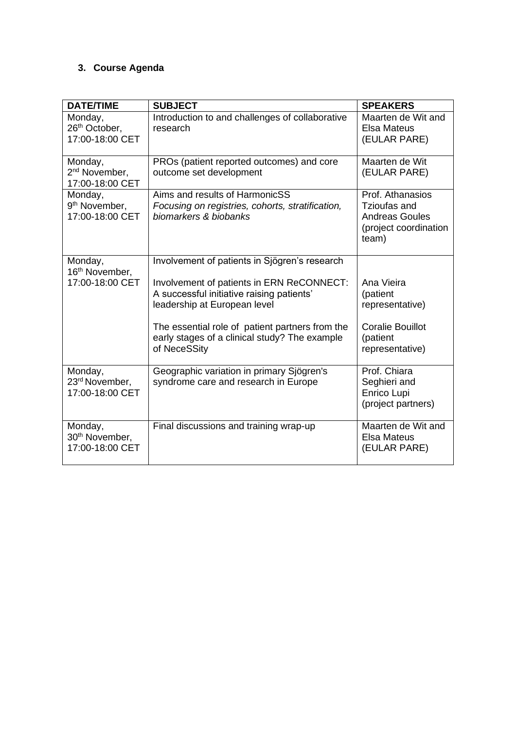### 3. Course Agenda

| DATE/TIME | SUBJECT | SPEAKERS |
| --- | --- | --- |
| Monday, 26th October, 17:00-18:00 CET | Introduction to and challenges of collaborative research | Maarten de Wit and Elsa Mateus (EULAR PARE) |
| Monday, 2nd November, 17:00-18:00 CET | PROs (patient reported outcomes) and core outcome set development | Maarten de Wit (EULAR PARE) |
| Monday, 9th November, 17:00-18:00 CET | Aims and results of HarmonicSS *Focusing on registries, cohorts, stratification, biomarkers & biobanks* | Prof. Athanasios Tzioufas and Andreas Goules (project coordination team) |
| Monday, 16th November, 17:00-18:00 CET | Involvement of patients in Sjögren's research<br><br>Involvement of patients in ERN ReCONNECT: A successful initiative raising patients' leadership at European level<br><br>The essential role of patient partners from the early stages of a clinical study? The example of NeceSSity | <br><br>Ana Vieira (patient representative)<br><br>Coralie Bouillot (patient representative) |
| Monday, 23rd November, 17:00-18:00 CET | Geographic variation in primary Sjögren's syndrome care and research in Europe | Prof. Chiara Seghieri and Enrico Lupi (project partners) |
| Monday, 30th November, 17:00-18:00 CET | Final discussions and training wrap-up | Maarten de Wit and Elsa Mateus (EULAR PARE) |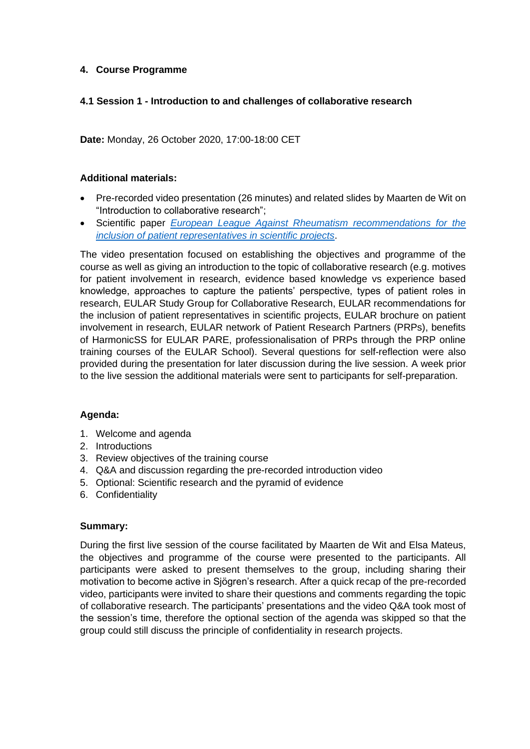## 4. Course Programme

### 4.1 Session 1 - Introduction to and challenges of collaborative research

**Date:** Monday, 26 October 2020, 17:00-18:00 CET

**Additional materials:**

- Pre-recorded video presentation (26 minutes) and related slides by Maarten de Wit on "Introduction to collaborative research";
- Scientific paper *European League Against Rheumatism recommendations for the inclusion of patient representatives in scientific projects*.

The video presentation focused on establishing the objectives and programme of the course as well as giving an introduction to the topic of collaborative research (e.g. motives for patient involvement in research, evidence based knowledge vs experience based knowledge, approaches to capture the patients' perspective, types of patient roles in research, EULAR Study Group for Collaborative Research, EULAR recommendations for the inclusion of patient representatives in scientific projects, EULAR brochure on patient involvement in research, EULAR network of Patient Research Partners (PRPs), benefits of HarmonicSS for EULAR PARE, professionalisation of PRPs through the PRP online training courses of the EULAR School). Several questions for self-reflection were also provided during the presentation for later discussion during the live session. A week prior to the live session the additional materials were sent to participants for self-preparation.

**Agenda:**

1. Welcome and agenda
2. Introductions
3. Review objectives of the training course
4. Q&A and discussion regarding the pre-recorded introduction video
5. Optional: Scientific research and the pyramid of evidence
6. Confidentiality

**Summary:**

During the first live session of the course facilitated by Maarten de Wit and Elsa Mateus, the objectives and programme of the course were presented to the participants. All participants were asked to present themselves to the group, including sharing their motivation to become active in Sjögren's research. After a quick recap of the pre-recorded video, participants were invited to share their questions and comments regarding the topic of collaborative research. The participants' presentations and the video Q&A took most of the session's time, therefore the optional section of the agenda was skipped so that the group could still discuss the principle of confidentiality in research projects.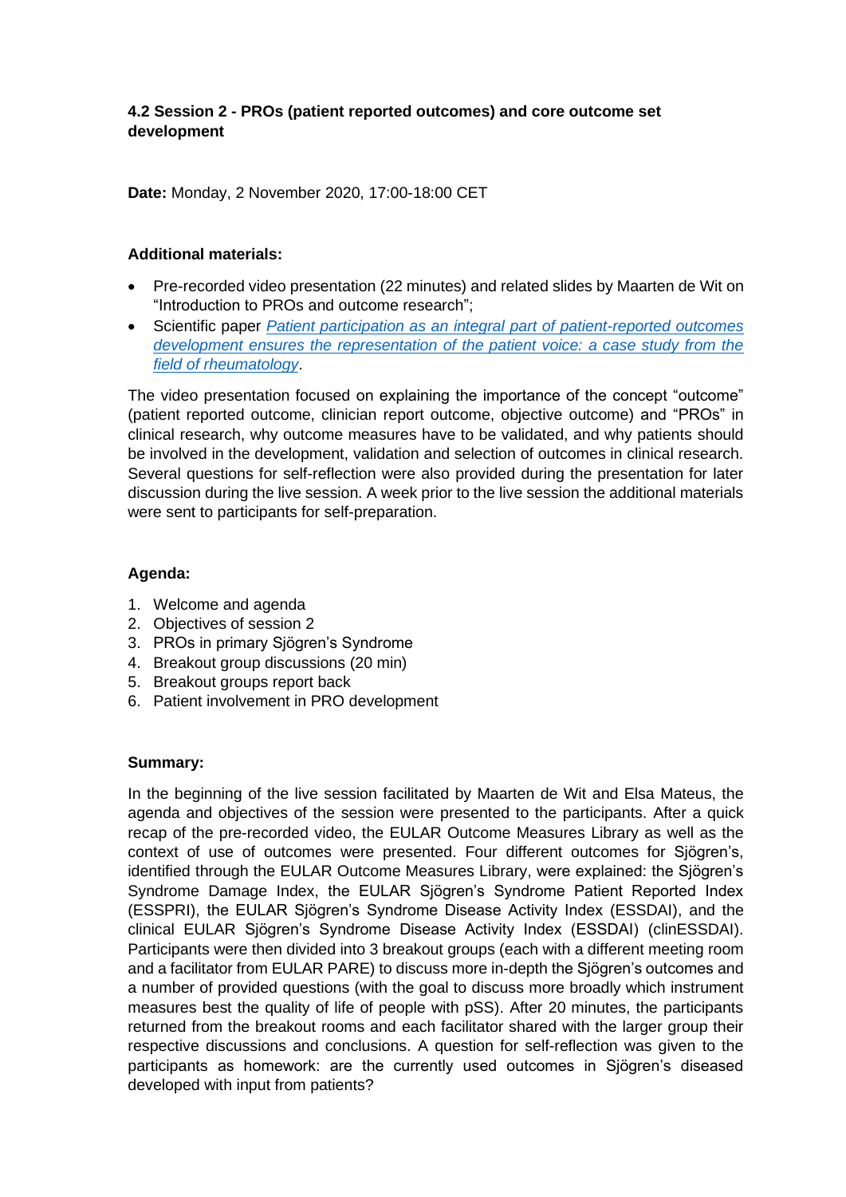### 4.2 Session 2 - PROs (patient reported outcomes) and core outcome set development

**Date:** Monday, 2 November 2020, 17:00-18:00 CET

**Additional materials:**

- Pre-recorded video presentation (22 minutes) and related slides by Maarten de Wit on "Introduction to PROs and outcome research";
- Scientific paper *Patient participation as an integral part of patient-reported outcomes development ensures the representation of the patient voice: a case study from the field of rheumatology*.

The video presentation focused on explaining the importance of the concept "outcome" (patient reported outcome, clinician report outcome, objective outcome) and "PROs" in clinical research, why outcome measures have to be validated, and why patients should be involved in the development, validation and selection of outcomes in clinical research. Several questions for self-reflection were also provided during the presentation for later discussion during the live session. A week prior to the live session the additional materials were sent to participants for self-preparation.

**Agenda:**

1. Welcome and agenda
2. Objectives of session 2
3. PROs in primary Sjögren's Syndrome
4. Breakout group discussions (20 min)
5. Breakout groups report back
6. Patient involvement in PRO development

**Summary:**

In the beginning of the live session facilitated by Maarten de Wit and Elsa Mateus, the agenda and objectives of the session were presented to the participants. After a quick recap of the pre-recorded video, the EULAR Outcome Measures Library as well as the context of use of outcomes were presented. Four different outcomes for Sjögren's, identified through the EULAR Outcome Measures Library, were explained: the Sjögren's Syndrome Damage Index, the EULAR Sjögren's Syndrome Patient Reported Index (ESSPRI), the EULAR Sjögren's Syndrome Disease Activity Index (ESSDAI), and the clinical EULAR Sjögren's Syndrome Disease Activity Index (ESSDAI) (clinESSDAI). Participants were then divided into 3 breakout groups (each with a different meeting room and a facilitator from EULAR PARE) to discuss more in-depth the Sjögren's outcomes and a number of provided questions (with the goal to discuss more broadly which instrument measures best the quality of life of people with pSS). After 20 minutes, the participants returned from the breakout rooms and each facilitator shared with the larger group their respective discussions and conclusions. A question for self-reflection was given to the participants as homework: are the currently used outcomes in Sjögren's diseased developed with input from patients?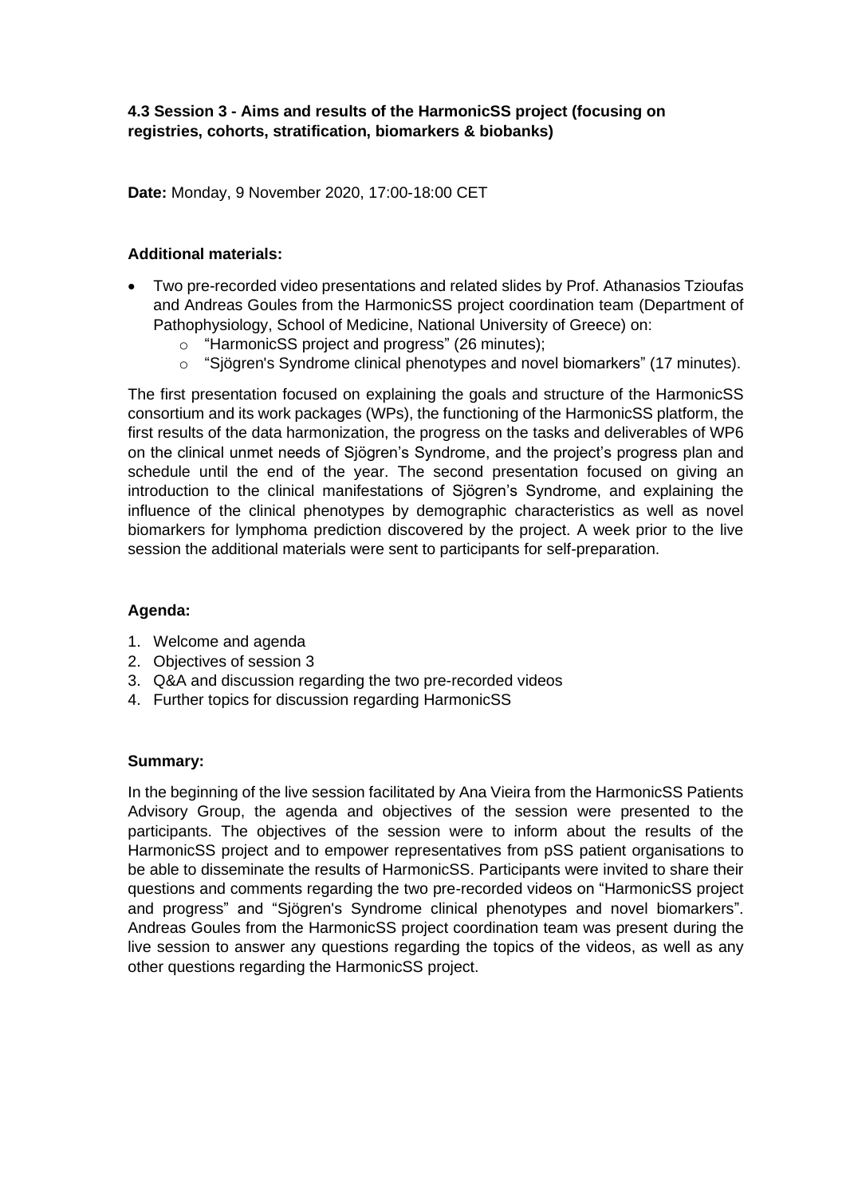### 4.3 Session 3 - Aims and results of the HarmonicSS project (focusing on registries, cohorts, stratification, biomarkers & biobanks)

**Date:** Monday, 9 November 2020, 17:00-18:00 CET

**Additional materials:**

- Two pre-recorded video presentations and related slides by Prof. Athanasios Tzioufas and Andreas Goules from the HarmonicSS project coordination team (Department of Pathophysiology, School of Medicine, National University of Greece) on:
  - "HarmonicSS project and progress" (26 minutes);
  - "Sjögren's Syndrome clinical phenotypes and novel biomarkers" (17 minutes).

The first presentation focused on explaining the goals and structure of the HarmonicSS consortium and its work packages (WPs), the functioning of the HarmonicSS platform, the first results of the data harmonization, the progress on the tasks and deliverables of WP6 on the clinical unmet needs of Sjögren's Syndrome, and the project's progress plan and schedule until the end of the year. The second presentation focused on giving an introduction to the clinical manifestations of Sjögren's Syndrome, and explaining the influence of the clinical phenotypes by demographic characteristics as well as novel biomarkers for lymphoma prediction discovered by the project. A week prior to the live session the additional materials were sent to participants for self-preparation.

**Agenda:**

1. Welcome and agenda
2. Objectives of session 3
3. Q&A and discussion regarding the two pre-recorded videos
4. Further topics for discussion regarding HarmonicSS

**Summary:**

In the beginning of the live session facilitated by Ana Vieira from the HarmonicSS Patients Advisory Group, the agenda and objectives of the session were presented to the participants. The objectives of the session were to inform about the results of the HarmonicSS project and to empower representatives from pSS patient organisations to be able to disseminate the results of HarmonicSS. Participants were invited to share their questions and comments regarding the two pre-recorded videos on "HarmonicSS project and progress" and "Sjögren's Syndrome clinical phenotypes and novel biomarkers". Andreas Goules from the HarmonicSS project coordination team was present during the live session to answer any questions regarding the topics of the videos, as well as any other questions regarding the HarmonicSS project.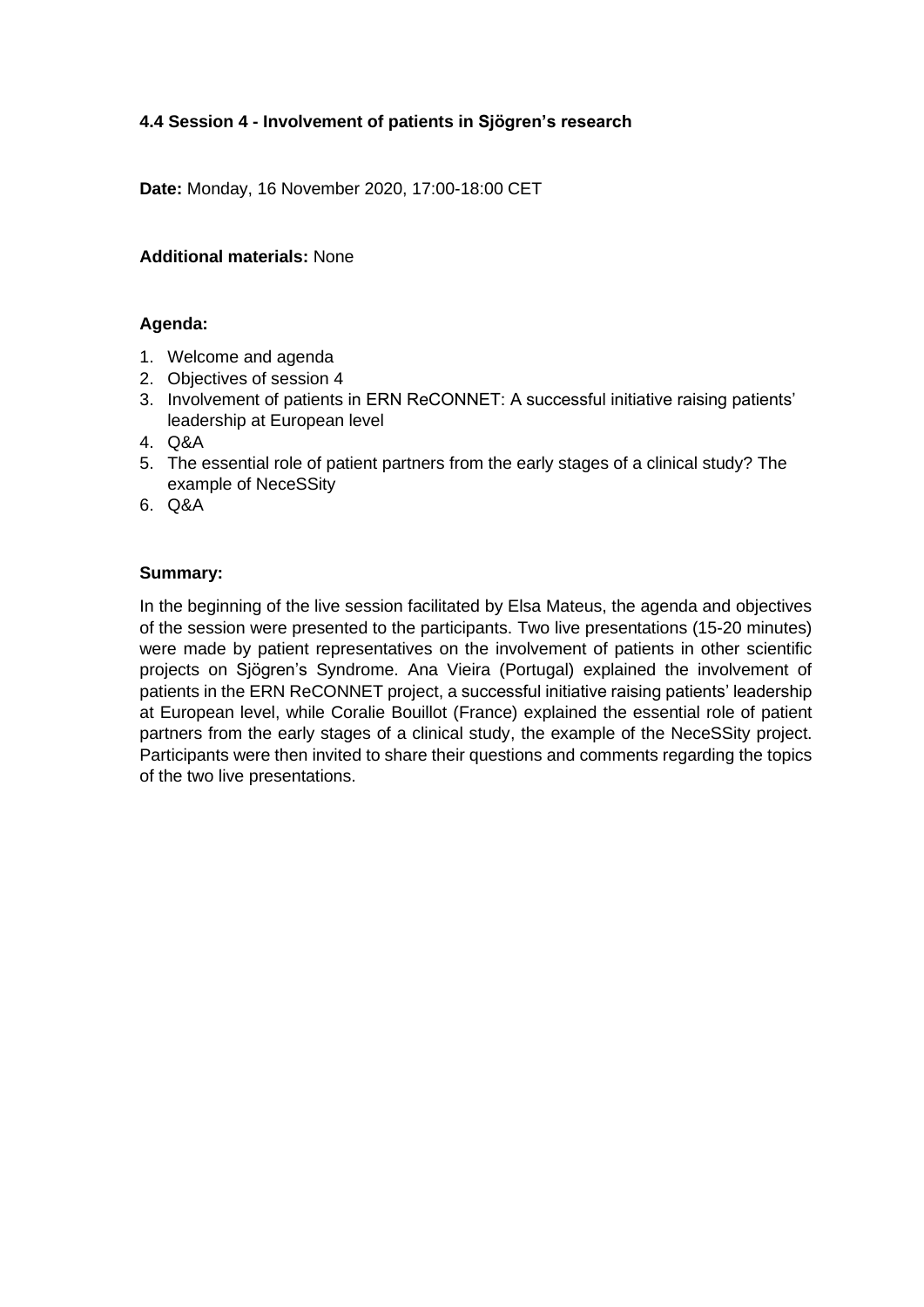### 4.4 Session 4 - Involvement of patients in Sjögren's research

**Date:** Monday, 16 November 2020, 17:00-18:00 CET

**Additional materials:** None

**Agenda:**

1. Welcome and agenda
2. Objectives of session 4
3. Involvement of patients in ERN ReCONNET: A successful initiative raising patients' leadership at European level
4. Q&A
5. The essential role of patient partners from the early stages of a clinical study? The example of NeceSSity
6. Q&A

**Summary:**

In the beginning of the live session facilitated by Elsa Mateus, the agenda and objectives of the session were presented to the participants. Two live presentations (15-20 minutes) were made by patient representatives on the involvement of patients in other scientific projects on Sjögren's Syndrome. Ana Vieira (Portugal) explained the involvement of patients in the ERN ReCONNET project, a successful initiative raising patients' leadership at European level, while Coralie Bouillot (France) explained the essential role of patient partners from the early stages of a clinical study, the example of the NeceSSity project. Participants were then invited to share their questions and comments regarding the topics of the two live presentations.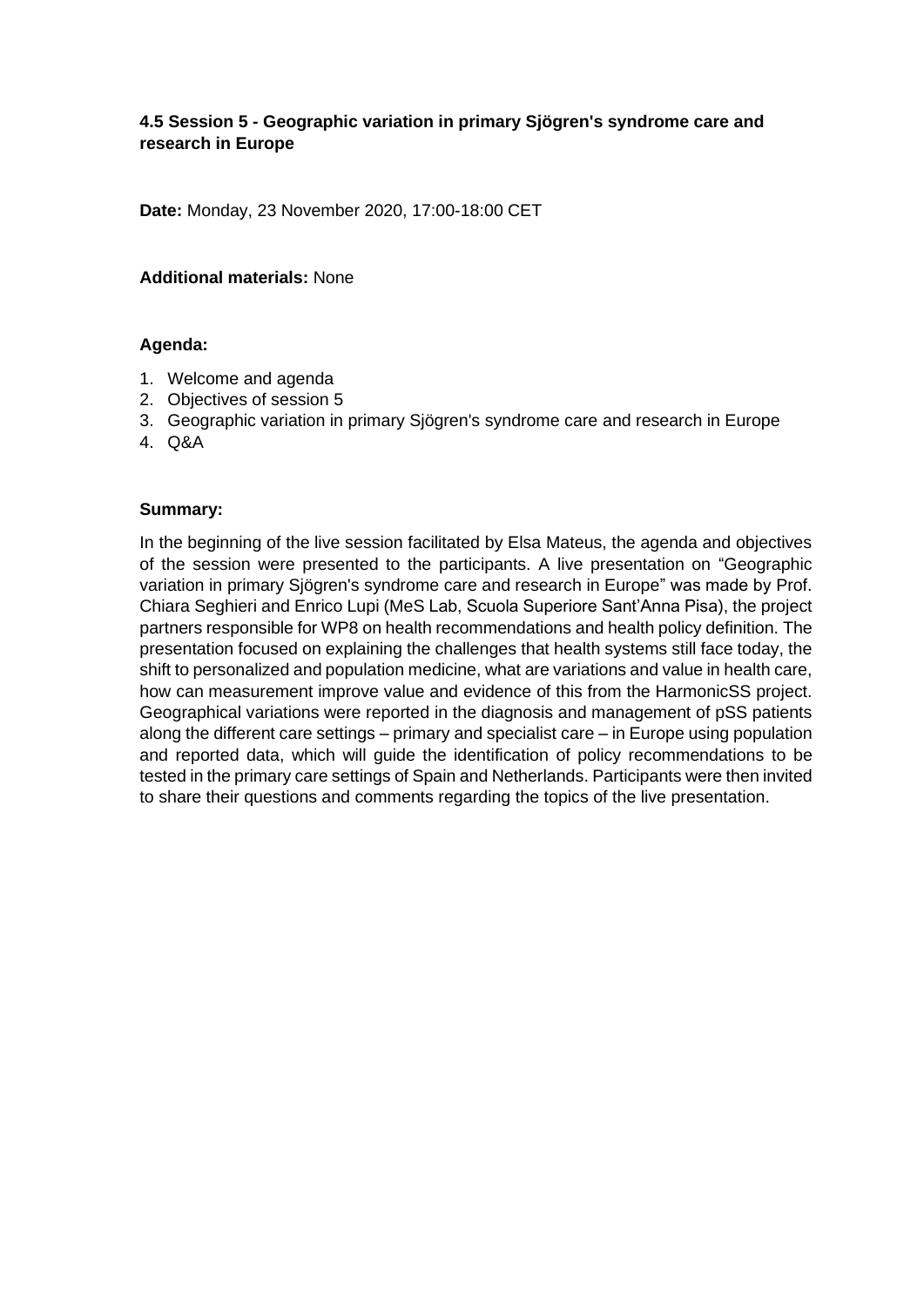### 4.5 Session 5 - Geographic variation in primary Sjögren's syndrome care and research in Europe

**Date:** Monday, 23 November 2020, 17:00-18:00 CET

**Additional materials:** None

**Agenda:**

1. Welcome and agenda
2. Objectives of session 5
3. Geographic variation in primary Sjögren's syndrome care and research in Europe
4. Q&A

**Summary:**

In the beginning of the live session facilitated by Elsa Mateus, the agenda and objectives of the session were presented to the participants. A live presentation on "Geographic variation in primary Sjögren's syndrome care and research in Europe" was made by Prof. Chiara Seghieri and Enrico Lupi (MeS Lab, Scuola Superiore Sant'Anna Pisa), the project partners responsible for WP8 on health recommendations and health policy definition. The presentation focused on explaining the challenges that health systems still face today, the shift to personalized and population medicine, what are variations and value in health care, how can measurement improve value and evidence of this from the HarmonicSS project. Geographical variations were reported in the diagnosis and management of pSS patients along the different care settings – primary and specialist care – in Europe using population and reported data, which will guide the identification of policy recommendations to be tested in the primary care settings of Spain and Netherlands. Participants were then invited to share their questions and comments regarding the topics of the live presentation.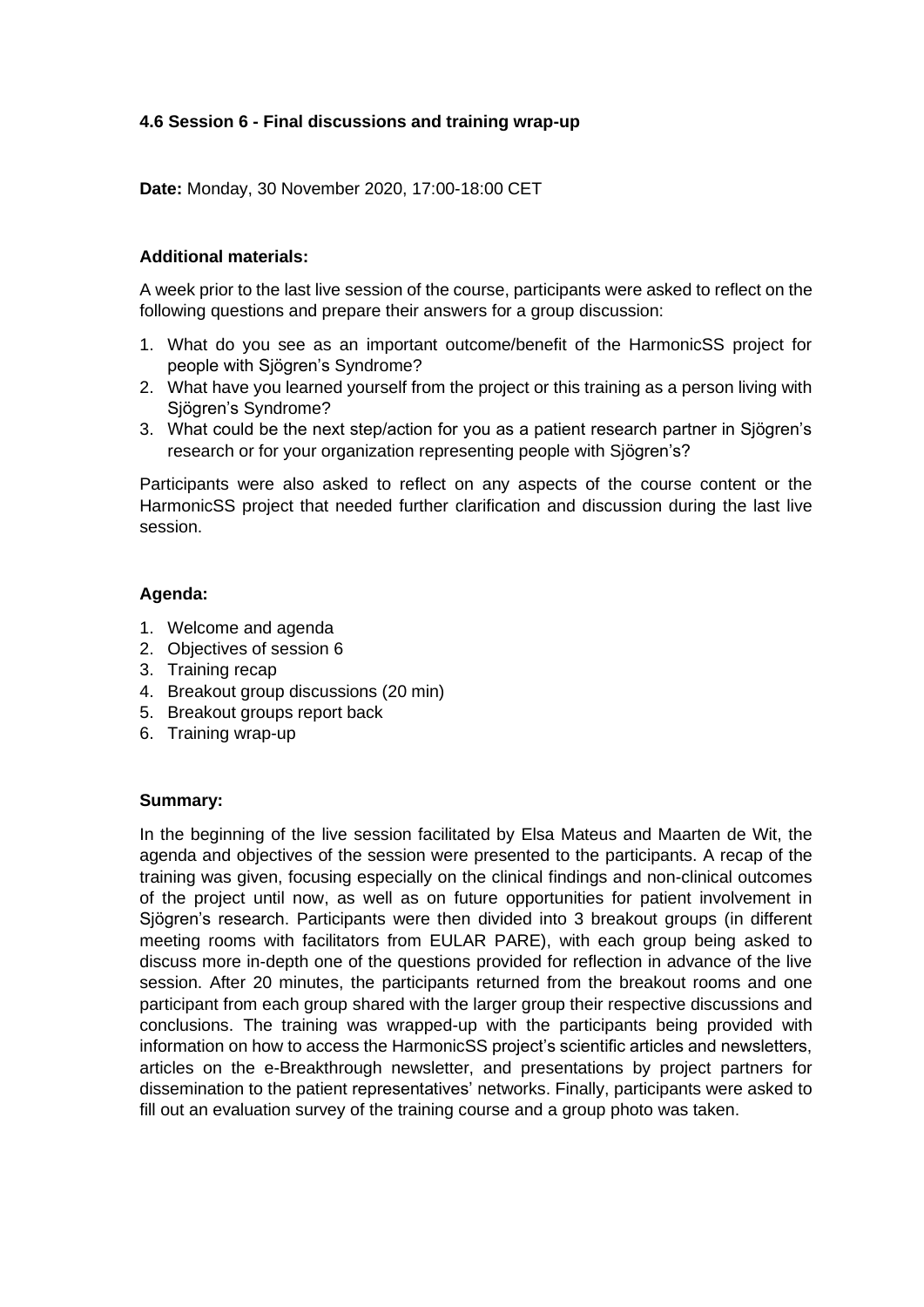#### 4.6 Session 6 - Final discussions and training wrap-up

**Date:** Monday, 30 November 2020, 17:00-18:00 CET

**Additional materials:**

A week prior to the last live session of the course, participants were asked to reflect on the following questions and prepare their answers for a group discussion:

1. What do you see as an important outcome/benefit of the HarmonicSS project for people with Sjögren's Syndrome?
2. What have you learned yourself from the project or this training as a person living with Sjögren's Syndrome?
3. What could be the next step/action for you as a patient research partner in Sjögren's research or for your organization representing people with Sjögren's?

Participants were also asked to reflect on any aspects of the course content or the HarmonicSS project that needed further clarification and discussion during the last live session.

**Agenda:**

1. Welcome and agenda
2. Objectives of session 6
3. Training recap
4. Breakout group discussions (20 min)
5. Breakout groups report back
6. Training wrap-up

**Summary:**

In the beginning of the live session facilitated by Elsa Mateus and Maarten de Wit, the agenda and objectives of the session were presented to the participants. A recap of the training was given, focusing especially on the clinical findings and non-clinical outcomes of the project until now, as well as on future opportunities for patient involvement in Sjögren's research. Participants were then divided into 3 breakout groups (in different meeting rooms with facilitators from EULAR PARE), with each group being asked to discuss more in-depth one of the questions provided for reflection in advance of the live session. After 20 minutes, the participants returned from the breakout rooms and one participant from each group shared with the larger group their respective discussions and conclusions. The training was wrapped-up with the participants being provided with information on how to access the HarmonicSS project's scientific articles and newsletters, articles on the e-Breakthrough newsletter, and presentations by project partners for dissemination to the patient representatives' networks. Finally, participants were asked to fill out an evaluation survey of the training course and a group photo was taken.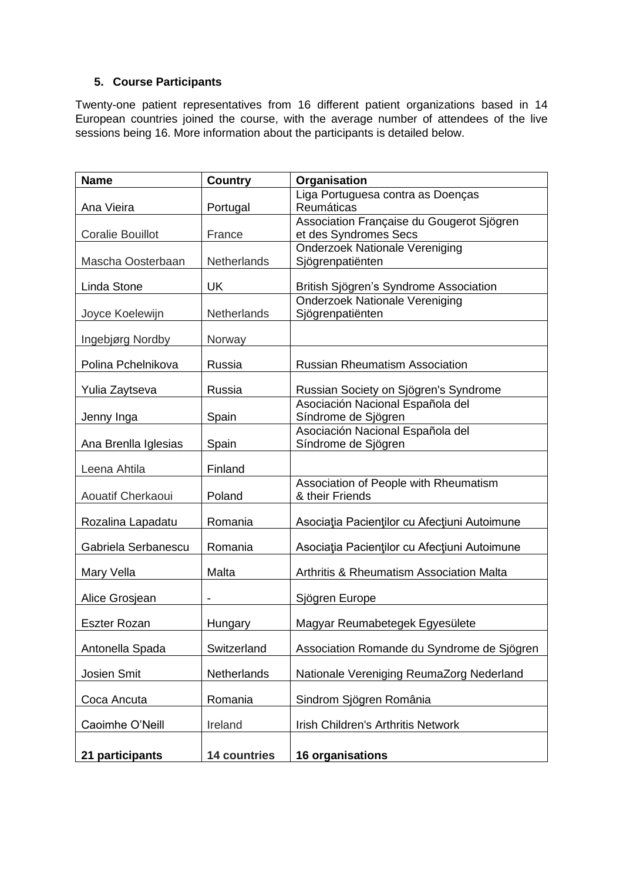## 5. Course Participants

Twenty-one patient representatives from 16 different patient organizations based in 14 European countries joined the course, with the average number of attendees of the live sessions being 16. More information about the participants is detailed below.

| Name | Country | Organisation |
|---|---|---|
| Ana Vieira | Portugal | Liga Portuguesa contra as Doenças Reumáticas |
| Coralie Bouillot | France | Association Française du Gougerot Sjögren et des Syndromes Secs |
| Mascha Oosterbaan | Netherlands | Onderzoek Nationale Vereniging Sjögrenpatiënten |
| Linda Stone | UK | British Sjögren's Syndrome Association |
| Joyce Koelewijn | Netherlands | Onderzoek Nationale Vereniging Sjögrenpatiënten |
| Ingebjørg Nordby | Norway | |
| Polina Pchelnikova | Russia | Russian Rheumatism Association |
| Yulia Zaytseva | Russia | Russian Society on Sjögren's Syndrome |
| Jenny Inga | Spain | Asociación Nacional Española del Síndrome de Sjögren |
| Ana Brenlla Iglesias | Spain | Asociación Nacional Española del Síndrome de Sjögren |
| Leena Ahtila | Finland | |
| Aouatif Cherkaoui | Poland | Association of People with Rheumatism & their Friends |
| Rozalina Lapadatu | Romania | Asociaţia Pacienţilor cu Afecţiuni Autoimune |
| Gabriela Serbanescu | Romania | Asociaţia Pacienţilor cu Afecţiuni Autoimune |
| Mary Vella | Malta | Arthritis & Rheumatism Association Malta |
| Alice Grosjean | - | Sjögren Europe |
| Eszter Rozan | Hungary | Magyar Reumabetegek Egyesülete |
| Antonella Spada | Switzerland | Association Romande du Syndrome de Sjögren |
| Josien Smit | Netherlands | Nationale Vereniging ReumaZorg Nederland |
| Coca Ancuta | Romania | Sindrom Sjögren România |
| Caoimhe O'Neill | Ireland | Irish Children's Arthritis Network |
| **21 participants** | **14 countries** | **16 organisations** |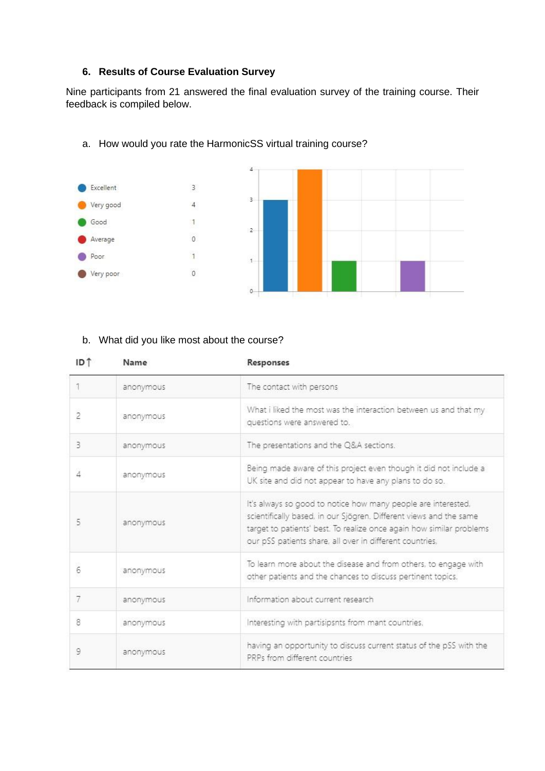## 6. Results of Course Evaluation Survey

Nine participants from 21 answered the final evaluation survey of the training course. Their feedback is compiled below.

a. How would you rate the HarmonicSS virtual training course?

| Rating | Count |
|---|---|
| Excellent | 3 |
| Very good | 4 |
| Good | 1 |
| Average | 0 |
| Poor | 1 |
| Very poor | 0 |

b. What did you like most about the course?

| ID↑ | Name | Responses |
|---|---|---|
| 1 | anonymous | The contact with persons |
| 2 | anonymous | What i liked the most was the interaction between us and that my questions were answered to. |
| 3 | anonymous | The presentations and the Q&A sections. |
| 4 | anonymous | Being made aware of this project even though it did not include a UK site and did not appear to have any plans to do so. |
| 5 | anonymous | It's always so good to notice how many people are interested, scientifically based, in our Sjögren. Different views and the same target to patients' best. To realize once again how similar problems our pSS patients share, all over in different countries. |
| 6 | anonymous | To learn more about the disease and from others, to engage with other patients and the chances to discuss pertinent topics. |
| 7 | anonymous | Information about current research |
| 8 | anonymous | Interesting with partisipsnts from mant countries. |
| 9 | anonymous | having an opportunity to discuss current status of the pSS with the PRPs from different countries |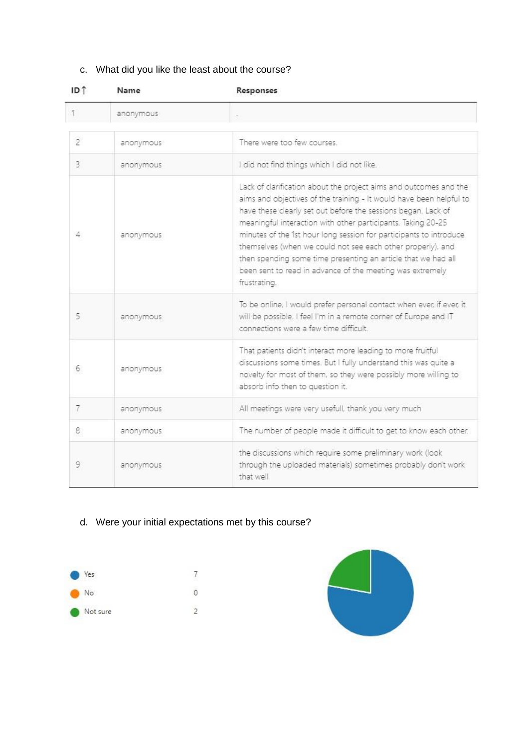c. What did you like the least about the course?

| ID ↑ | Name | Responses |
|---|---|---|
| 1 | anonymous | . |
| 2 | anonymous | There were too few courses. |
| 3 | anonymous | I did not find things which I did not like. |
| 4 | anonymous | Lack of clarification about the project aims and outcomes and the aims and objectives of the training - It would have been helpful to have these clearly set out before the sessions began. Lack of meaningful interaction with other participants. Taking 20-25 minutes of the 1st hour long session for participants to introduce themselves (when we could not see each other properly), and then spending some time presenting an article that we had all been sent to read in advance of the meeting was extremely frustrating. |
| 5 | anonymous | To be online, I would prefer personal contact when ever, if ever, it will be possible. I feel I'm in a remote corner of Europe and IT connections were a few time difficult. |
| 6 | anonymous | That patients didn't interact more leading to more fruitful discussions some times. But I fully understand this was quite a novelty for most of them, so they were possibly more willing to absorb info then to question it. |
| 7 | anonymous | All meetings were very usefull, thank you very much |
| 8 | anonymous | The number of people made it difficult to get to know each other. |
| 9 | anonymous | the discussions which require some preliminary work (look through the uploaded materials) sometimes probably don't work that well |

d. Were your initial expectations met by this course?

| Response | Count |
|---|---|
| Yes | 7 |
| No | 0 |
| Not sure | 2 |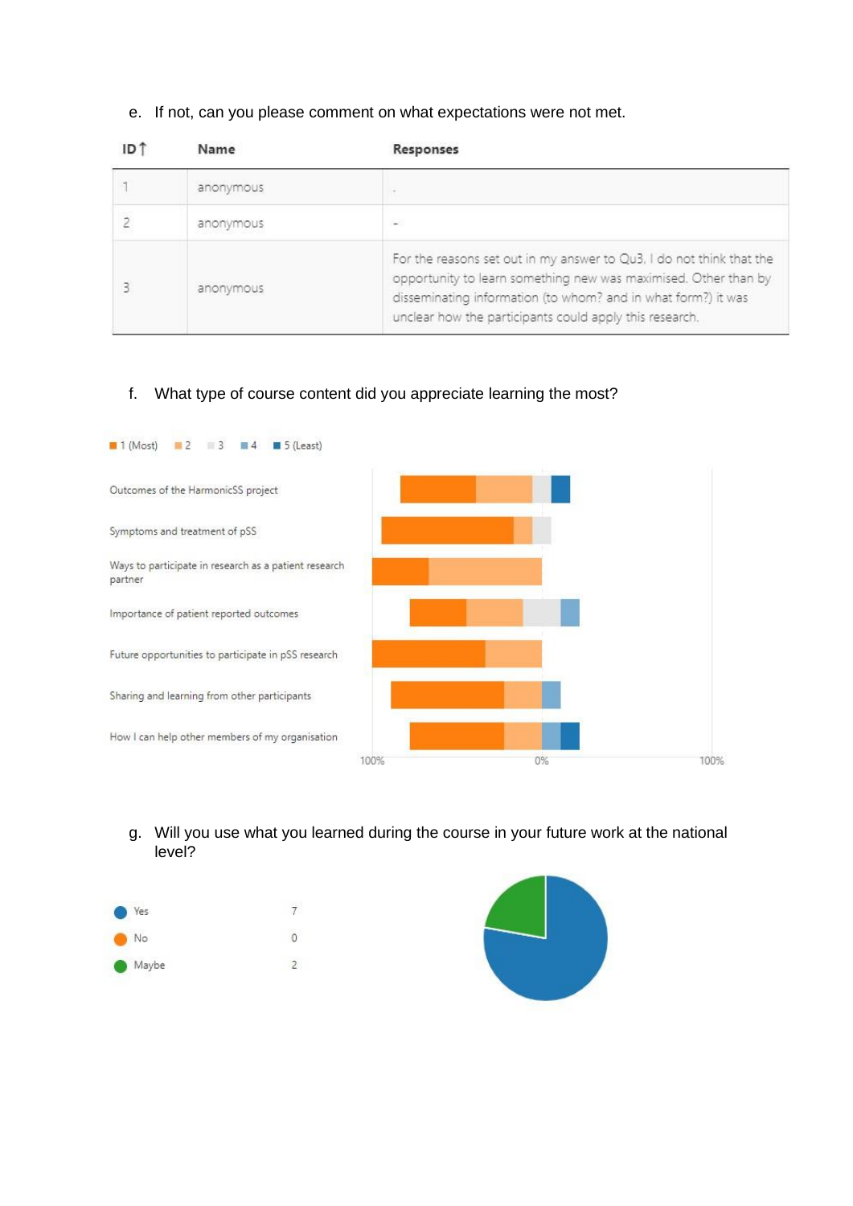e. If not, can you please comment on what expectations were not met.

| ID↑ | Name | Responses |
|---|---|---|
| 1 | anonymous | . |
| 2 | anonymous | - |
| 3 | anonymous | For the reasons set out in my answer to Qu3, I do not think that the opportunity to learn something new was maximised. Other than by disseminating information (to whom? and in what form?) it was unclear how the participants could apply this research. |

f. What type of course content did you appreciate learning the most?

1 (Most) 2 3 4 5 (Least)

- Outcomes of the HarmonicSS project
- Symptoms and treatment of pSS
- Ways to participate in research as a patient research partner
- Importance of patient reported outcomes
- Future opportunities to participate in pSS research
- Sharing and learning from other participants
- How I can help other members of my organisation

100% 0% 100%

g. Will you use what you learned during the course in your future work at the national level?

| | |
|---|---|
| Yes | 7 |
| No | 0 |
| Maybe | 2 |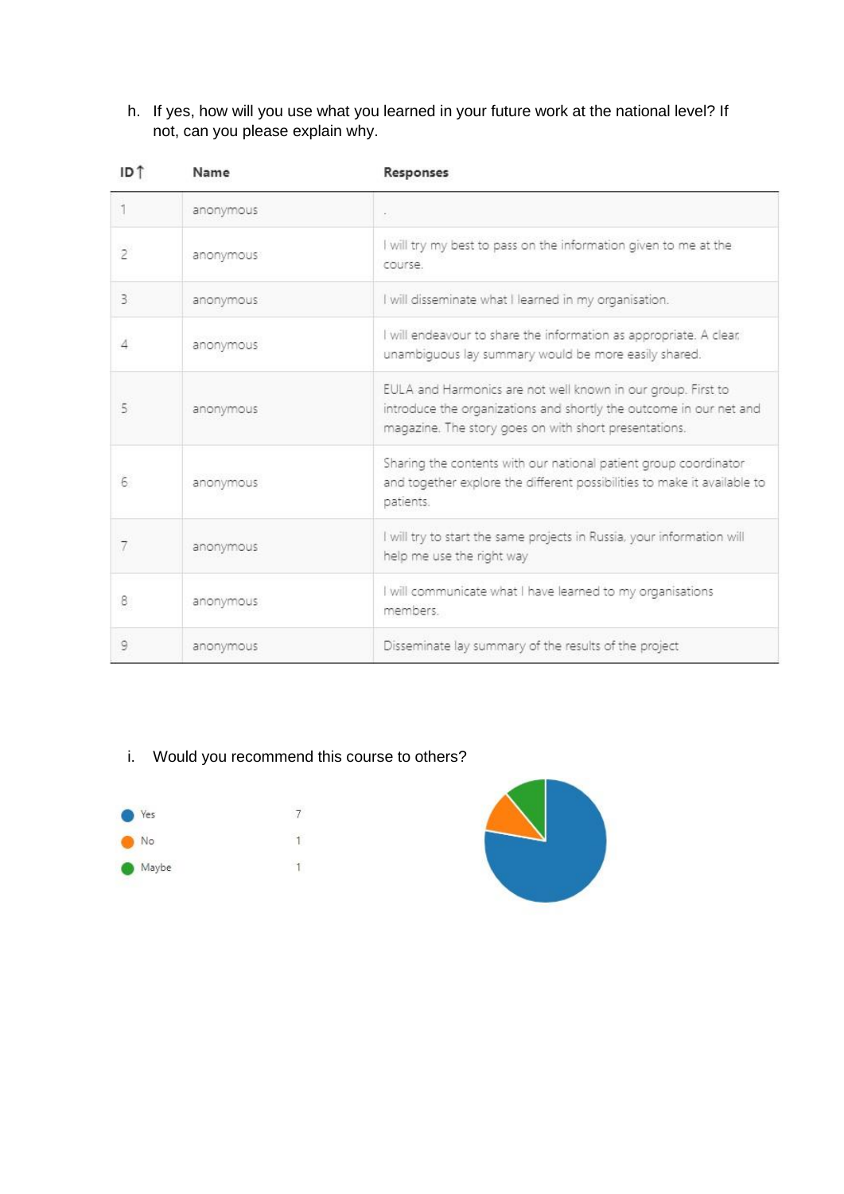h. If yes, how will you use what you learned in your future work at the national level? If not, can you please explain why.

| ID↑ | Name | Responses |
|---|---|---|
| 1 | anonymous | . |
| 2 | anonymous | I will try my best to pass on the information given to me at the course. |
| 3 | anonymous | I will disseminate what I learned in my organisation. |
| 4 | anonymous | I will endeavour to share the information as appropriate. A clear, unambiguous lay summary would be more easily shared. |
| 5 | anonymous | EULA and Harmonics are not well known in our group. First to introduce the organizations and shortly the outcome in our net and magazine. The story goes on with short presentations. |
| 6 | anonymous | Sharing the contents with our national patient group coordinator and together explore the different possibilities to make it available to patients. |
| 7 | anonymous | I will try to start the same projects in Russia, your information will help me use the right way |
| 8 | anonymous | I will communicate what I have learned to my organisations members. |
| 9 | anonymous | Disseminate lay summary of the results of the project |

i. Would you recommend this course to others?

| Response | Count |
|---|---|
| Yes | 7 |
| No | 1 |
| Maybe | 1 |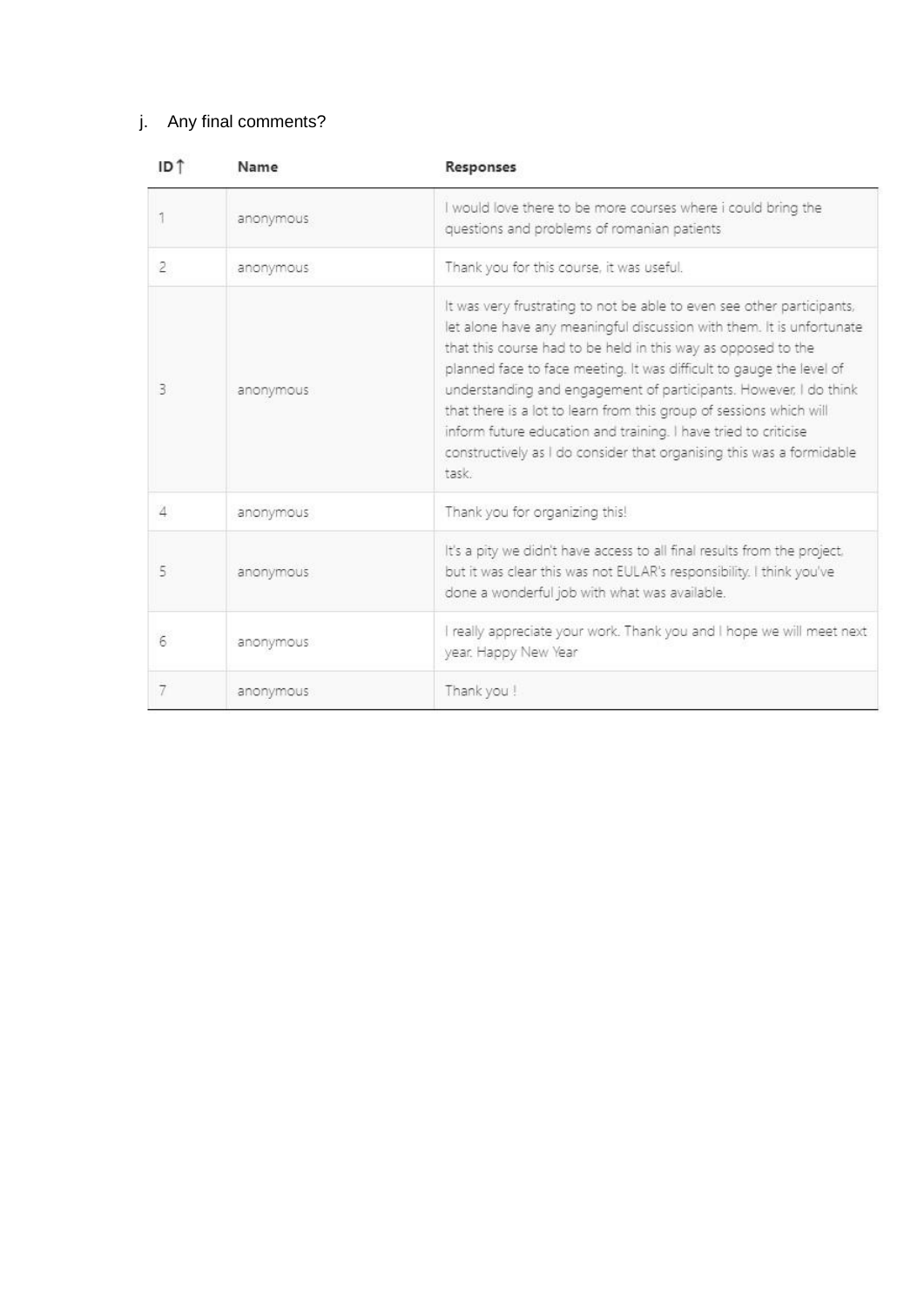j. Any final comments?

| ID↑ | Name | Responses |
|---|---|---|
| 1 | anonymous | I would love there to be more courses where i could bring the questions and problems of romanian patients |
| 2 | anonymous | Thank you for this course, it was useful. |
| 3 | anonymous | It was very frustrating to not be able to even see other participants, let alone have any meaningful discussion with them. It is unfortunate that this course had to be held in this way as opposed to the planned face to face meeting. It was difficult to gauge the level of understanding and engagement of participants. However, I do think that there is a lot to learn from this group of sessions which will inform future education and training. I have tried to criticise constructively as I do consider that organising this was a formidable task. |
| 4 | anonymous | Thank you for organizing this! |
| 5 | anonymous | It's a pity we didn't have access to all final results from the project, but it was clear this was not EULAR's responsibility. I think you've done a wonderful job with what was available. |
| 6 | anonymous | I really appreciate your work. Thank you and I hope we will meet next year. Happy New Year |
| 7 | anonymous | Thank you ! |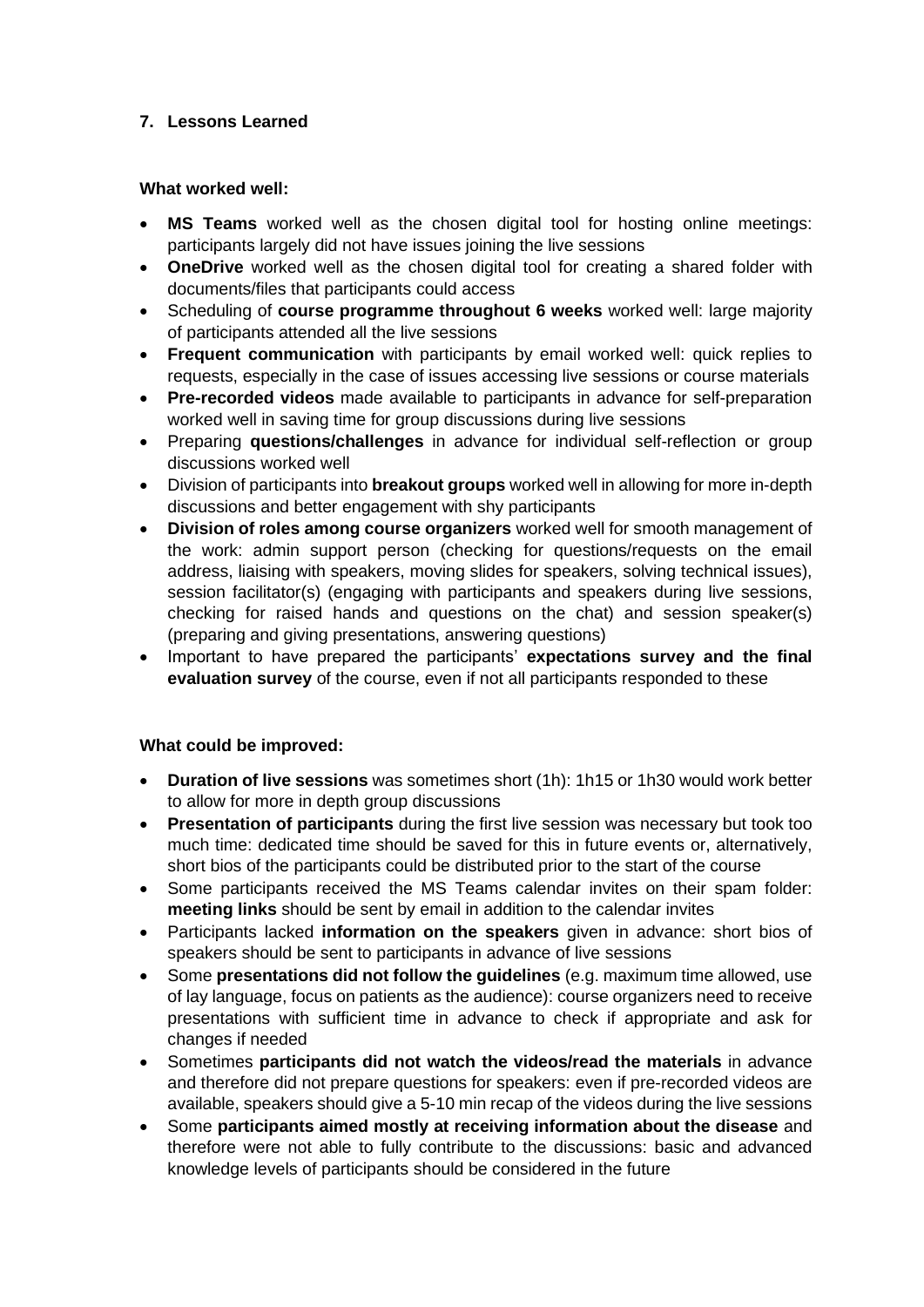## 7. Lessons Learned

**What worked well:**

- **MS Teams** worked well as the chosen digital tool for hosting online meetings: participants largely did not have issues joining the live sessions
- **OneDrive** worked well as the chosen digital tool for creating a shared folder with documents/files that participants could access
- Scheduling of **course programme throughout 6 weeks** worked well: large majority of participants attended all the live sessions
- **Frequent communication** with participants by email worked well: quick replies to requests, especially in the case of issues accessing live sessions or course materials
- **Pre-recorded videos** made available to participants in advance for self-preparation worked well in saving time for group discussions during live sessions
- Preparing **questions/challenges** in advance for individual self-reflection or group discussions worked well
- Division of participants into **breakout groups** worked well in allowing for more in-depth discussions and better engagement with shy participants
- **Division of roles among course organizers** worked well for smooth management of the work: admin support person (checking for questions/requests on the email address, liaising with speakers, moving slides for speakers, solving technical issues), session facilitator(s) (engaging with participants and speakers during live sessions, checking for raised hands and questions on the chat) and session speaker(s) (preparing and giving presentations, answering questions)
- Important to have prepared the participants' **expectations survey and the final evaluation survey** of the course, even if not all participants responded to these

**What could be improved:**

- **Duration of live sessions** was sometimes short (1h): 1h15 or 1h30 would work better to allow for more in depth group discussions
- **Presentation of participants** during the first live session was necessary but took too much time: dedicated time should be saved for this in future events or, alternatively, short bios of the participants could be distributed prior to the start of the course
- Some participants received the MS Teams calendar invites on their spam folder: **meeting links** should be sent by email in addition to the calendar invites
- Participants lacked **information on the speakers** given in advance: short bios of speakers should be sent to participants in advance of live sessions
- Some **presentations did not follow the guidelines** (e.g. maximum time allowed, use of lay language, focus on patients as the audience): course organizers need to receive presentations with sufficient time in advance to check if appropriate and ask for changes if needed
- Sometimes **participants did not watch the videos/read the materials** in advance and therefore did not prepare questions for speakers: even if pre-recorded videos are available, speakers should give a 5-10 min recap of the videos during the live sessions
- Some **participants aimed mostly at receiving information about the disease** and therefore were not able to fully contribute to the discussions: basic and advanced knowledge levels of participants should be considered in the future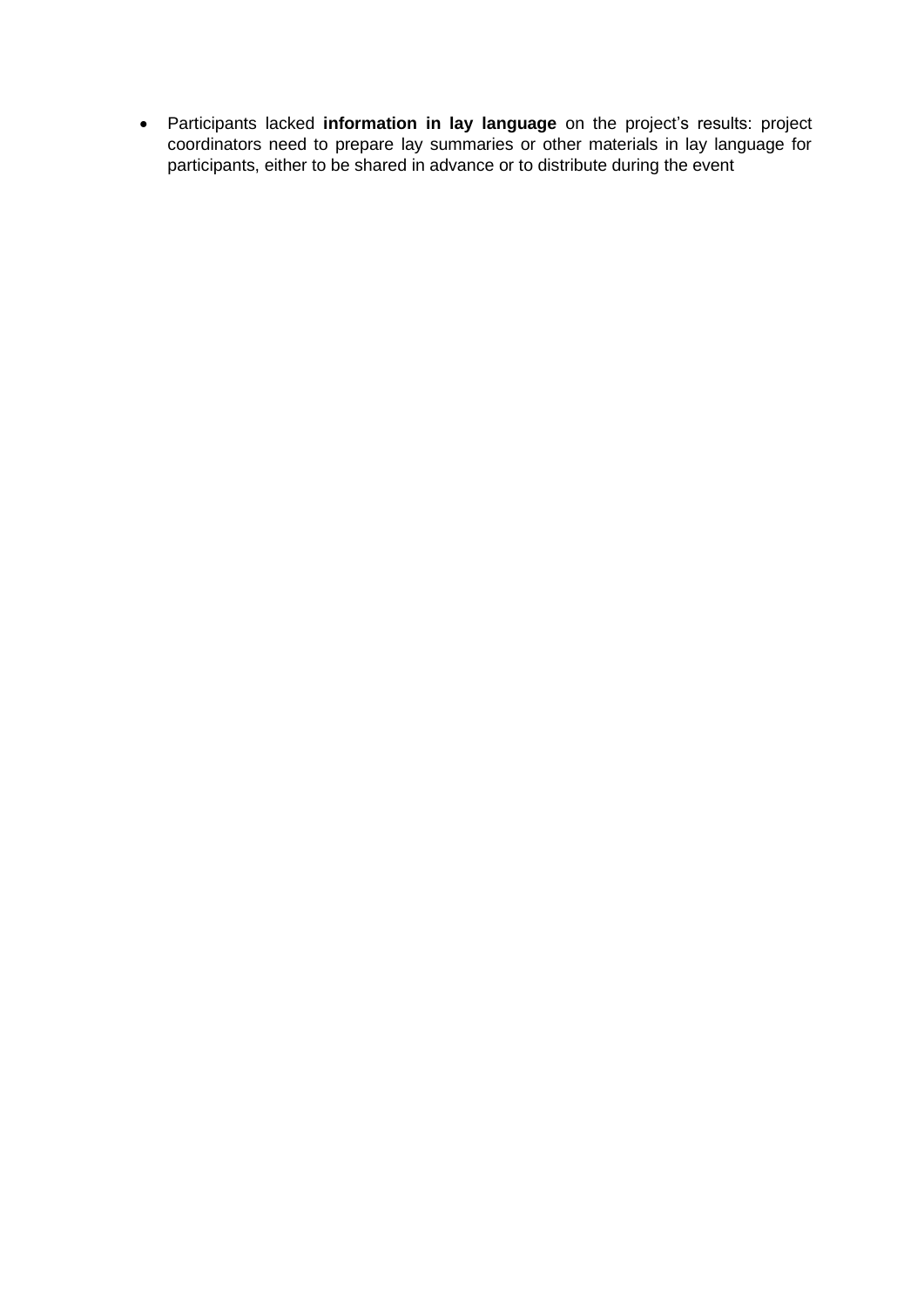- Participants lacked **information in lay language** on the project's results: project coordinators need to prepare lay summaries or other materials in lay language for participants, either to be shared in advance or to distribute during the event